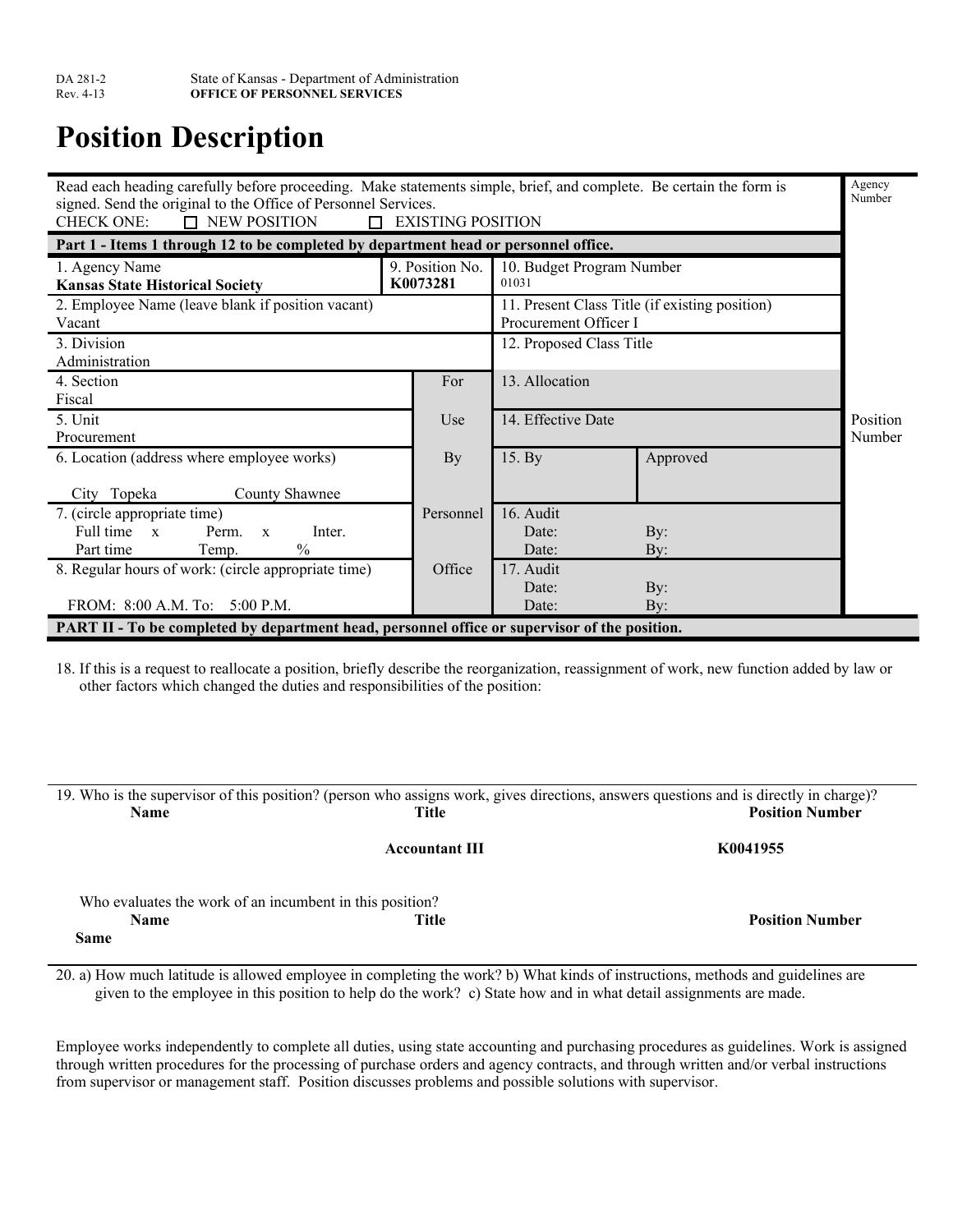DA 281-2 State of Kansas - Department of Administration
Rev. 4-13 **OFFICE OF PERSONNEL SERVICES**

# Position Description

Read each heading carefully before proceeding. Make statements simple, brief, and complete. Be certain the form is signed. Send the original to the Office of Personnel Services.

CHECK ONE: ☐ NEW POSITION ☐ EXISTING POSITION

Agency Number

**Part 1 - Items 1 through 12 to be completed by department head or personnel office.**

| | | |
|---|---|---|
| 1. Agency Name<br>**Kansas State Historical Society** | 9. Position No.<br>**K0073281** | 10. Budget Program Number<br>01031 |
| 2. Employee Name (leave blank if position vacant)<br>Vacant | | 11. Present Class Title (if existing position)<br>Procurement Officer I |
| 3. Division<br>Administration | | 12. Proposed Class Title |
| 4. Section<br>Fiscal | For | 13. Allocation |
| 5. Unit<br>Procurement | Use | 14. Effective Date |
| 6. Location (address where employee works)<br>City Topeka County Shawnee | By | 15. By / Approved |
| 7. (circle appropriate time)<br>Full time x Perm. x Inter.<br>Part time Temp. % | Personnel | 16. Audit<br>Date: By:<br>Date: By: |
| 8. Regular hours of work: (circle appropriate time)<br>FROM: 8:00 A.M. To: 5:00 P.M. | Office | 17. Audit<br>Date: By:<br>Date: By: |

Position Number

**PART II - To be completed by department head, personnel office or supervisor of the position.**

18. If this is a request to reallocate a position, briefly describe the reorganization, reassignment of work, new function added by law or other factors which changed the duties and responsibilities of the position:

19. Who is the supervisor of this position? (person who assigns work, gives directions, answers questions and is directly in charge)?

| **Name** | **Title** | **Position Number** |
|---|---|---|
| | **Accountant III** | **K0041955** |

Who evaluates the work of an incumbent in this position?

| **Name** | **Title** | **Position Number** |
|---|---|---|
| **Same** | | |

20. a) How much latitude is allowed employee in completing the work? b) What kinds of instructions, methods and guidelines are given to the employee in this position to help do the work? c) State how and in what detail assignments are made.

Employee works independently to complete all duties, using state accounting and purchasing procedures as guidelines. Work is assigned through written procedures for the processing of purchase orders and agency contracts, and through written and/or verbal instructions from supervisor or management staff. Position discusses problems and possible solutions with supervisor.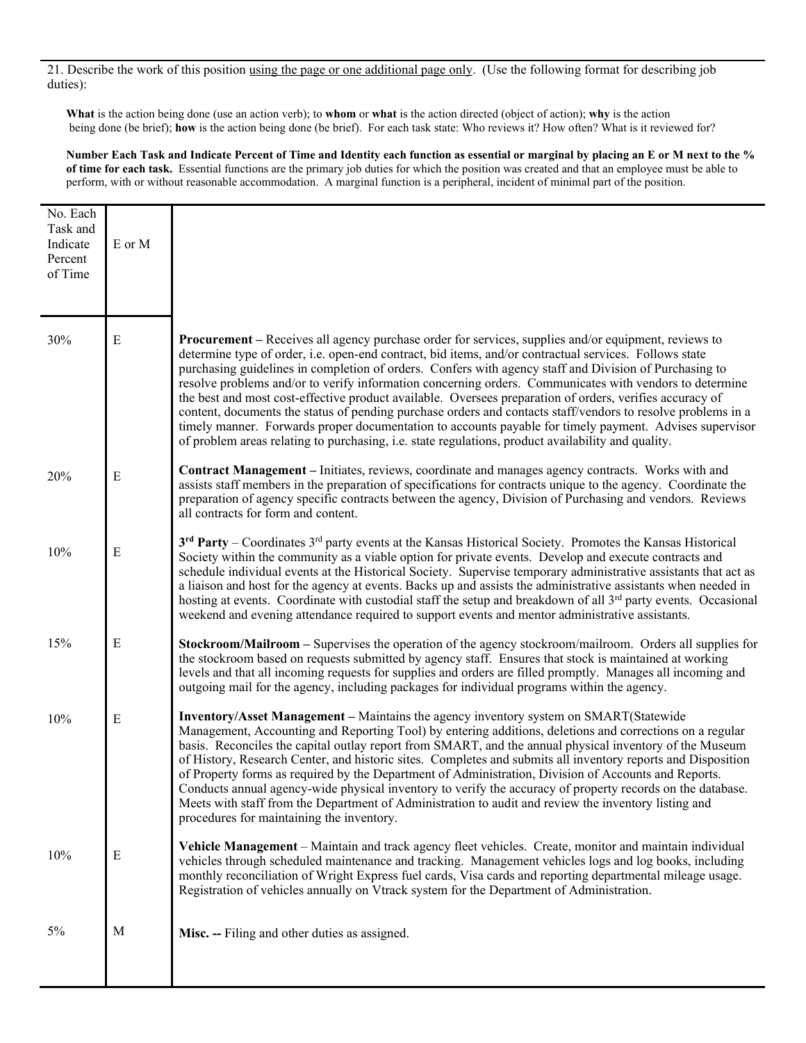21. Describe the work of this position using the page or one additional page only. (Use the following format for describing job duties):

**What** is the action being done (use an action verb); to **whom** or **what** is the action directed (object of action); **why** is the action being done (be brief); **how** is the action being done (be brief). For each task state: Who reviews it? How often? What is it reviewed for?

**Number Each Task and Indicate Percent of Time and Identity each function as essential or marginal by placing an E or M next to the % of time for each task.** Essential functions are the primary job duties for which the position was created and that an employee must be able to perform, with or without reasonable accommodation. A marginal function is a peripheral, incident of minimal part of the position.

| No. Each Task and Indicate Percent of Time | E or M | |
|---|---|---|
| 30% | E | **Procurement –** Receives all agency purchase order for services, supplies and/or equipment, reviews to determine type of order, i.e. open-end contract, bid items, and/or contractual services. Follows state purchasing guidelines in completion of orders. Confers with agency staff and Division of Purchasing to resolve problems and/or to verify information concerning orders. Communicates with vendors to determine the best and most cost-effective product available. Oversees preparation of orders, verifies accuracy of content, documents the status of pending purchase orders and contacts staff/vendors to resolve problems in a timely manner. Forwards proper documentation to accounts payable for timely payment. Advises supervisor of problem areas relating to purchasing, i.e. state regulations, product availability and quality. |
| 20% | E | **Contract Management –** Initiates, reviews, coordinate and manages agency contracts. Works with and assists staff members in the preparation of specifications for contracts unique to the agency. Coordinate the preparation of agency specific contracts between the agency, Division of Purchasing and vendors. Reviews all contracts for form and content. |
| 10% | E | **3rd Party** – Coordinates 3rd party events at the Kansas Historical Society. Promotes the Kansas Historical Society within the community as a viable option for private events. Develop and execute contracts and schedule individual events at the Historical Society. Supervise temporary administrative assistants that act as a liaison and host for the agency at events. Backs up and assists the administrative assistants when needed in hosting at events. Coordinate with custodial staff the setup and breakdown of all 3rd party events. Occasional weekend and evening attendance required to support events and mentor administrative assistants. |
| 15% | E | **Stockroom/Mailroom –** Supervises the operation of the agency stockroom/mailroom. Orders all supplies for the stockroom based on requests submitted by agency staff. Ensures that stock is maintained at working levels and that all incoming requests for supplies and orders are filled promptly. Manages all incoming and outgoing mail for the agency, including packages for individual programs within the agency. |
| 10% | E | **Inventory/Asset Management –** Maintains the agency inventory system on SMART(Statewide Management, Accounting and Reporting Tool) by entering additions, deletions and corrections on a regular basis. Reconciles the capital outlay report from SMART, and the annual physical inventory of the Museum of History, Research Center, and historic sites. Completes and submits all inventory reports and Disposition of Property forms as required by the Department of Administration, Division of Accounts and Reports. Conducts annual agency-wide physical inventory to verify the accuracy of property records on the database. Meets with staff from the Department of Administration to audit and review the inventory listing and procedures for maintaining the inventory. |
| 10% | E | **Vehicle Management** – Maintain and track agency fleet vehicles. Create, monitor and maintain individual vehicles through scheduled maintenance and tracking. Management vehicles logs and log books, including monthly reconciliation of Wright Express fuel cards, Visa cards and reporting departmental mileage usage. Registration of vehicles annually on Vtrack system for the Department of Administration. |
| 5% | M | **Misc. --** Filing and other duties as assigned. |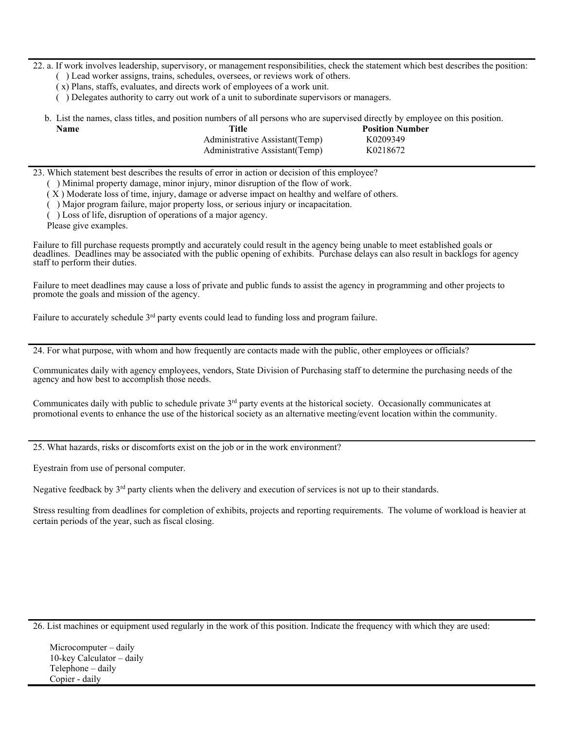22. a. If work involves leadership, supervisory, or management responsibilities, check the statement which best describes the position:

( ) Lead worker assigns, trains, schedules, oversees, or reviews work of others.
( x) Plans, staffs, evaluates, and directs work of employees of a work unit.
( ) Delegates authority to carry out work of a unit to subordinate supervisors or managers.

b. List the names, class titles, and position numbers of all persons who are supervised directly by employee on this position.

| Name | Title | Position Number |
|---|---|---|
| | Administrative Assistant(Temp) | K0209349 |
| | Administrative Assistant(Temp) | K0218672 |

---

23. Which statement best describes the results of error in action or decision of this employee?

( ) Minimal property damage, minor injury, minor disruption of the flow of work.
( X ) Moderate loss of time, injury, damage or adverse impact on healthy and welfare of others.
( ) Major program failure, major property loss, or serious injury or incapacitation.
( ) Loss of life, disruption of operations of a major agency.
Please give examples.

Failure to fill purchase requests promptly and accurately could result in the agency being unable to meet established goals or deadlines. Deadlines may be associated with the public opening of exhibits. Purchase delays can also result in backlogs for agency staff to perform their duties.

Failure to meet deadlines may cause a loss of private and public funds to assist the agency in programming and other projects to promote the goals and mission of the agency.

Failure to accurately schedule 3rd party events could lead to funding loss and program failure.

---

24. For what purpose, with whom and how frequently are contacts made with the public, other employees or officials?

Communicates daily with agency employees, vendors, State Division of Purchasing staff to determine the purchasing needs of the agency and how best to accomplish those needs.

Communicates daily with public to schedule private 3rd party events at the historical society. Occasionally communicates at promotional events to enhance the use of the historical society as an alternative meeting/event location within the community.

---

25. What hazards, risks or discomforts exist on the job or in the work environment?

Eyestrain from use of personal computer.

Negative feedback by 3rd party clients when the delivery and execution of services is not up to their standards.

Stress resulting from deadlines for completion of exhibits, projects and reporting requirements. The volume of workload is heavier at certain periods of the year, such as fiscal closing.

---

26. List machines or equipment used regularly in the work of this position. Indicate the frequency with which they are used:

Microcomputer – daily
10-key Calculator – daily
Telephone – daily
Copier - daily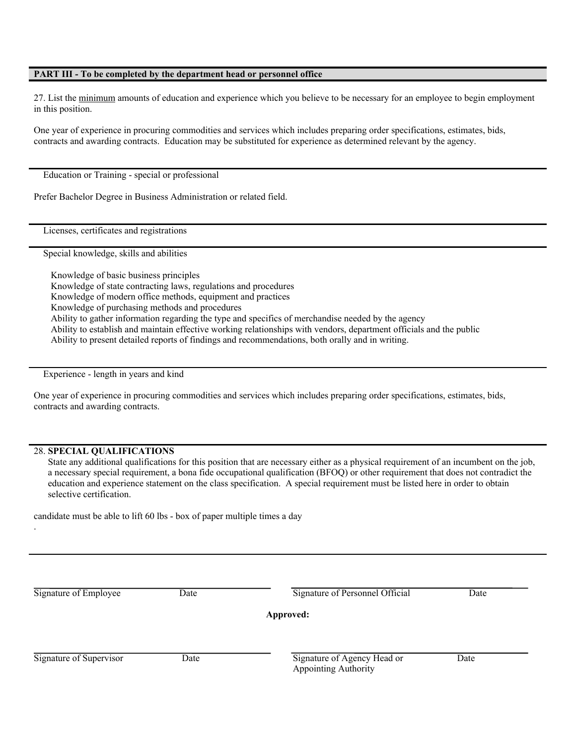## PART III - To be completed by the department head or personnel office

27. List the minimum amounts of education and experience which you believe to be necessary for an employee to begin employment in this position.

One year of experience in procuring commodities and services which includes preparing order specifications, estimates, bids, contracts and awarding contracts. Education may be substituted for experience as determined relevant by the agency.

---

Education or Training - special or professional

Prefer Bachelor Degree in Business Administration or related field.

---

Licenses, certificates and registrations

---

Special knowledge, skills and abilities

- Knowledge of basic business principles
- Knowledge of state contracting laws, regulations and procedures
- Knowledge of modern office methods, equipment and practices
- Knowledge of purchasing methods and procedures
- Ability to gather information regarding the type and specifics of merchandise needed by the agency
- Ability to establish and maintain effective working relationships with vendors, department officials and the public
- Ability to present detailed reports of findings and recommendations, both orally and in writing.

---

Experience - length in years and kind

One year of experience in procuring commodities and services which includes preparing order specifications, estimates, bids, contracts and awarding contracts.

---

28. **SPECIAL QUALIFICATIONS**

State any additional qualifications for this position that are necessary either as a physical requirement of an incumbent on the job, a necessary special requirement, a bona fide occupational qualification (BFOQ) or other requirement that does not contradict the education and experience statement on the class specification. A special requirement must be listed here in order to obtain selective certification.

candidate must be able to lift 60 lbs - box of paper multiple times a day

.

---

| | |
|---|---|
| Signature of Employee Date | Signature of Personnel Official Date |

**Approved:**

| | |
|---|---|
| Signature of Supervisor Date | Signature of Agency Head or Appointing Authority Date |